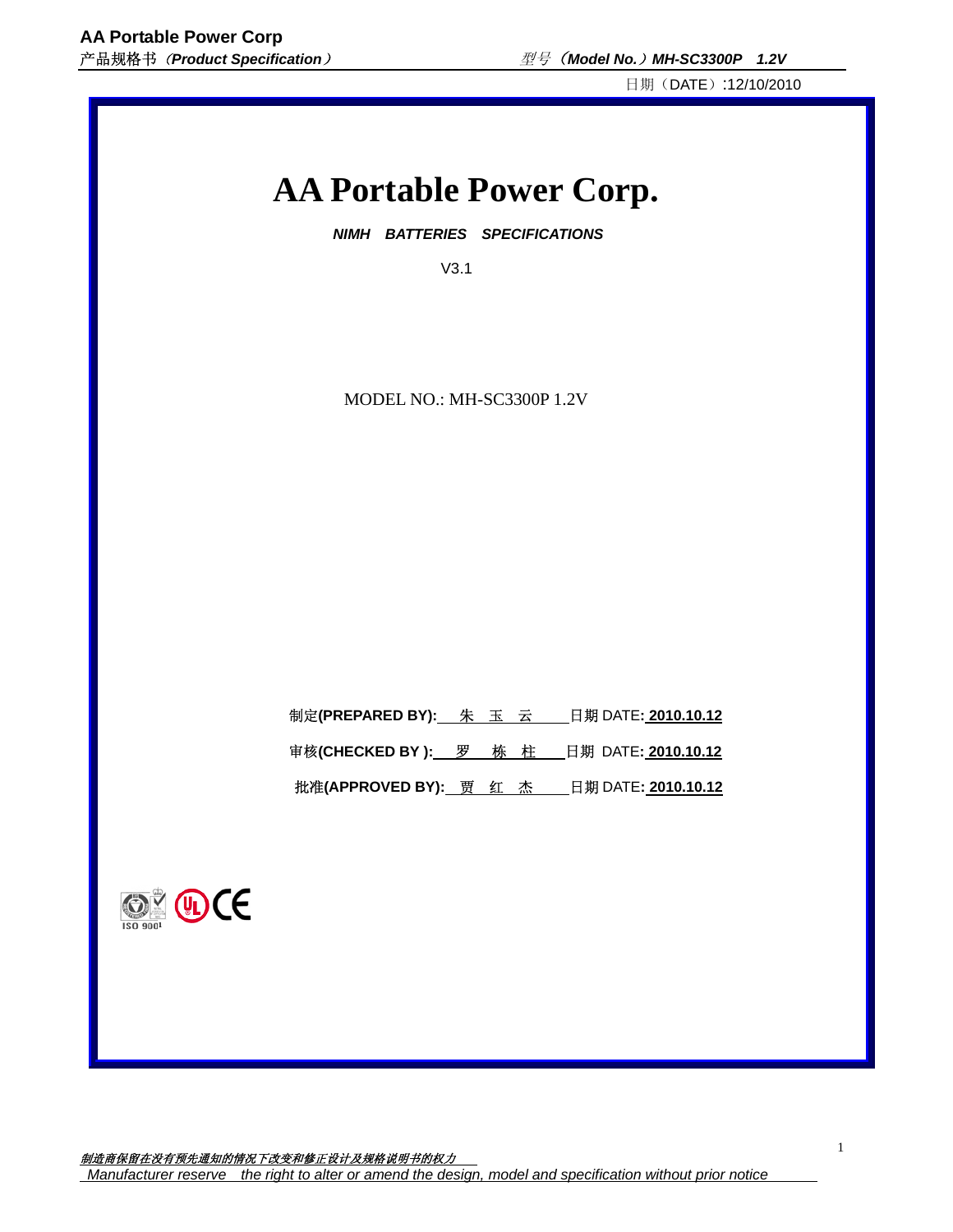# AA Portable Power Corp.

***NIMH BATTERIES SPECIFICATIONS***

V3.1

MODEL NO.: MH-SC3300P 1.2V

制定**(PREPARED BY):** 朱 玉 云 日期 DATE**: 2010.10.12**

审核**(CHECKED BY ):** 罗 栋 柱 日期 DATE**: 2010.10.12**

批准**(APPROVED BY):** 贾 红 杰 日期 DATE**: 2010.10.12**

ISO 9001

*制造商保留在没有预先通知的情况下改变和修正设计及规格说明书的权力*

*Manufacturer reserve the right to alter or amend the design, model and specification without prior notice*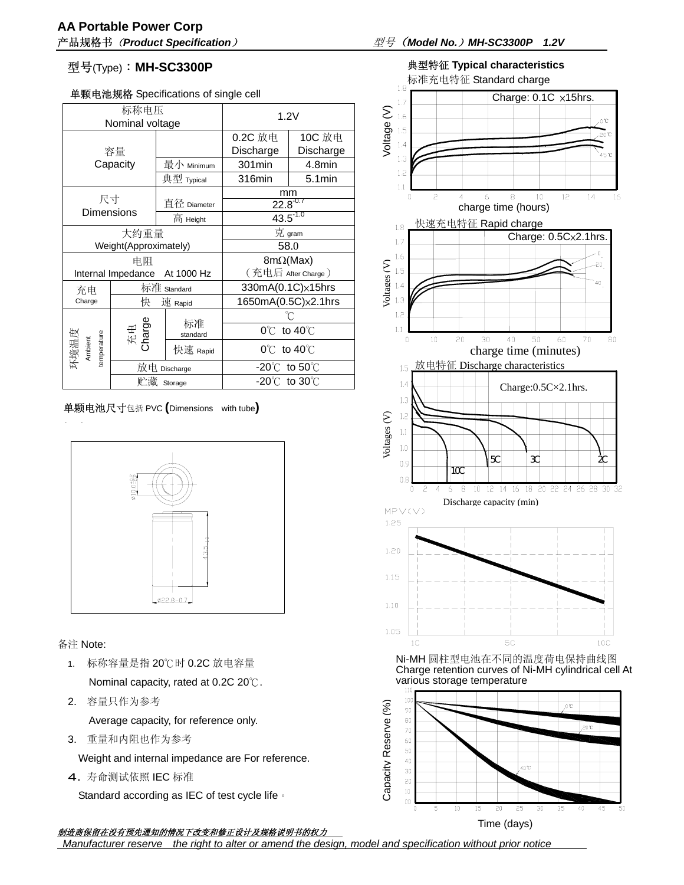**AA Portable Power Corp**

产品规格书（*Product Specification*）　　　　　　　　型号（*Model No.*）*MH-SC3300P　1.2V*

## 型号(Type)：MH-SC3300P

单颗电池规格 Specifications of single cell

| 标称电压 Nominal voltage | | | 1.2V | |
|---|---|---|---|---|
| 容量 Capacity | | | 0.2C 放电 Discharge | 10C 放电 Discharge |
| | 最小 Minimum | | 301min | 4.8min |
| | 典型 Typical | | 316min | 5.1min |
| 尺寸 Dimensions | | | mm | |
| | 直径 Diameter | | $22.8^{-0.7}$ | |
| | 高 Height | | $43.5^{-1.0}$ | |
| 大约重量 Weight(Approximately) | | | 克 gram | |
| | | | 58.0 | |
| 电阻 Internal Impedance　At 1000 Hz | | | 8mΩ(Max) （充电后 After Charge） | |
| 充电 Charge | 标准 Standard | | 330mA(0.1C)×15hrs | |
| | 快　速 Rapid | | 1650mA(0.5C)×2.1hrs | |
| 环境温度 Ambient temperature | 充电 Charge | 标准 standard | ℃ | |
| | | | 0℃ to 40℃ | |
| | | 快速 Rapid | 0℃ to 40℃ | |
| | 放电 Discharge | | -20℃ to 50℃ | |
| | 贮藏 Storage | | -20℃ to 30℃ | |

单颗电池尺寸包括 PVC (Dimensions　with tube)

备注 Note:

1. 标称容量是指 20℃时 0.2C 放电容量
   Nominal capacity, rated at 0.2C 20℃.
2. 容量只作为参考
   Average capacity, for reference only.
3. 重量和内阻也作为参考
   Weight and internal impedance are For reference.
4. 寿命测试依照 IEC 标准
   Standard according as IEC of test cycle life。

典型特征 Typical characteristics

标准充电特征 Standard charge

Charge: 0.1C ×15hrs.

快速充电特征 Rapid charge

Charge: 0.5C×2.1hrs.

放电特征 Discharge characteristics

Charge:0.5C×2.1hrs.

Ni-MH 圆柱型电池在不同的温度荷电保持曲线图
Charge retention curves of Ni-MH cylindrical cell At various storage temperature

*制造商保留在没有预先通知的情况下改变和修正设计及规格说明书的权力*
*Manufacturer reserve　the right to alter or amend the design, model and specification without prior notice*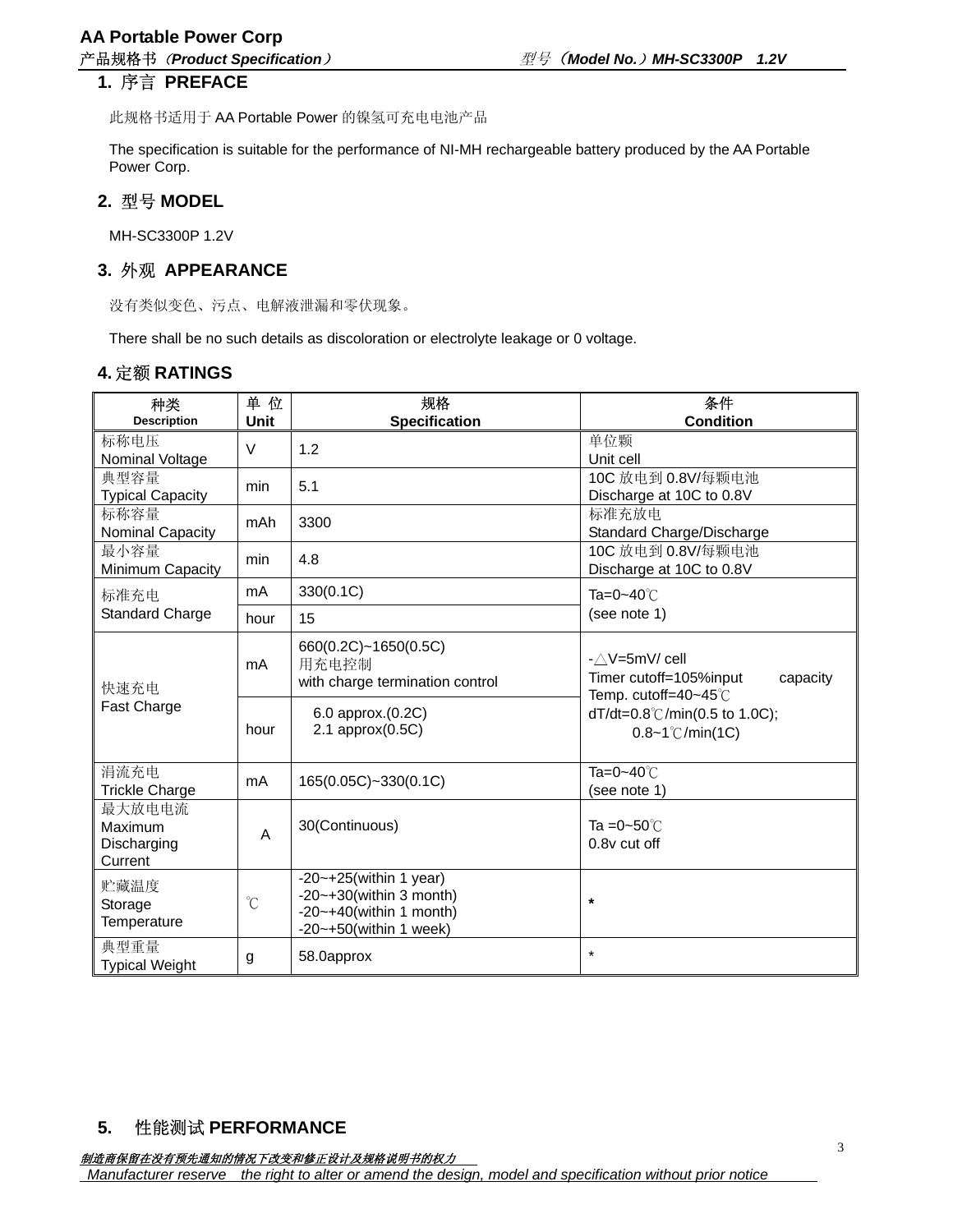## 1. 序言 PREFACE

此规格书适用于 AA Portable Power 的镍氢可充电电池产品

The specification is suitable for the performance of NI-MH rechargeable battery produced by the AA Portable Power Corp.

## 2. 型号 MODEL

MH-SC3300P 1.2V

## 3. 外观 APPEARANCE

没有类似变色、污点、电解液泄漏和零伏现象。

There shall be no such details as discoloration or electrolyte leakage or 0 voltage.

## 4. 定额 RATINGS

| 种类<br>Description | 单 位<br>Unit | 规格<br>Specification | 条件<br>Condition |
|---|---|---|---|
| 标称电压<br>Nominal Voltage | V | 1.2 | 单位颗<br>Unit cell |
| 典型容量<br>Typical Capacity | min | 5.1 | 10C 放电到 0.8V/每颗电池<br>Discharge at 10C to 0.8V |
| 标称容量<br>Nominal Capacity | mAh | 3300 | 标准充放电<br>Standard Charge/Discharge |
| 最小容量<br>Minimum Capacity | min | 4.8 | 10C 放电到 0.8V/每颗电池<br>Discharge at 10C to 0.8V |
| 标准充电<br>Standard Charge | mA | 330(0.1C) | Ta=0~40℃<br>(see note 1) |
| | hour | 15 | |
| 快速充电<br>Fast Charge | mA | 660(0.2C)~1650(0.5C)<br>用充电控制<br>with charge termination control | -△V=5mV/ cell<br>Timer cutoff=105%input capacity<br>Temp. cutoff=40~45℃<br>dT/dt=0.8℃/min(0.5 to 1.0C);<br>0.8~1℃/min(1C) |
| | hour | 6.0 approx.(0.2C)<br>2.1 approx(0.5C) | |
| 涓流充电<br>Trickle Charge | mA | 165(0.05C)~330(0.1C) | Ta=0~40℃<br>(see note 1) |
| 最大放电电流<br>Maximum Discharging Current | A | 30(Continuous) | Ta =0~50℃<br>0.8v cut off |
| 贮藏温度<br>Storage Temperature | ℃ | -20~+25(within 1 year)<br>-20~+30(within 3 month)<br>-20~+40(within 1 month)<br>-20~+50(within 1 week) | * |
| 典型重量<br>Typical Weight | g | 58.0approx | * |

## 5. 性能测试 PERFORMANCE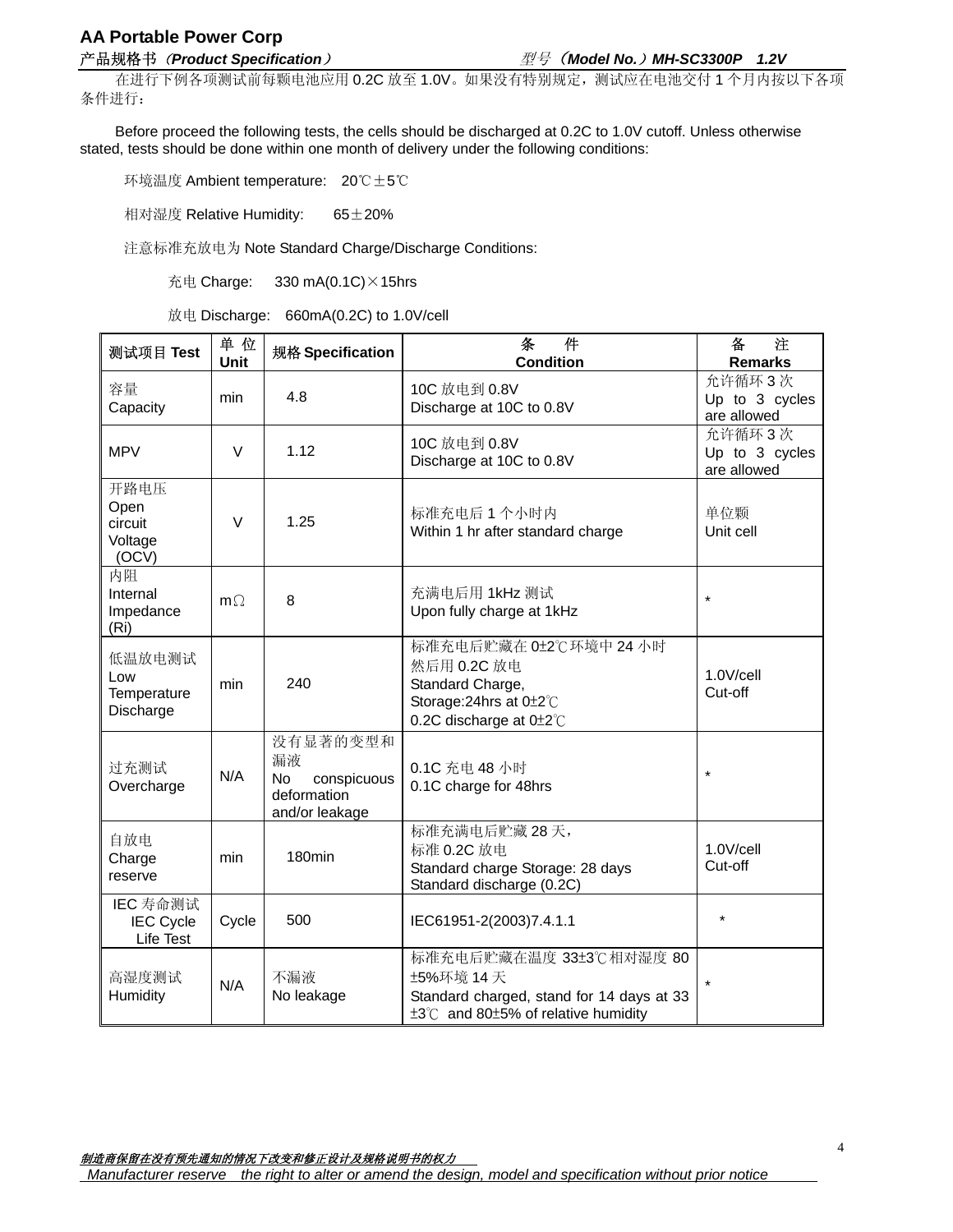在进行下例各项测试前每颗电池应用 0.2C 放至 1.0V。如果没有特别规定，测试应在电池交付 1 个月内按以下各项条件进行：

Before proceed the following tests, the cells should be discharged at 0.2C to 1.0V cutoff. Unless otherwise stated, tests should be done within one month of delivery under the following conditions:

环境温度 Ambient temperature: 20℃±5℃

相对湿度 Relative Humidity: 65±20%

注意标准充放电为 Note Standard Charge/Discharge Conditions:

充电 Charge: 330 mA(0.1C)×15hrs

放电 Discharge: 660mA(0.2C) to 1.0V/cell

| 测试项目 **Test** | 单位 **Unit** | 规格 **Specification** | 条件 **Condition** | 备注 **Remarks** |
|---|---|---|---|---|
| 容量 Capacity | min | 4.8 | 10C 放电到 0.8V Discharge at 10C to 0.8V | 允许循环 3 次 Up to 3 cycles are allowed |
| MPV | V | 1.12 | 10C 放电到 0.8V Discharge at 10C to 0.8V | 允许循环 3 次 Up to 3 cycles are allowed |
| 开路电压 Open circuit Voltage (OCV) | V | 1.25 | 标准充电后 1 个小时内 Within 1 hr after standard charge | 单位颗 Unit cell |
| 内阻 Internal Impedance (Ri) | mΩ | 8 | 充满电后用 1kHz 测试 Upon fully charge at 1kHz | * |
| 低温放电测试 Low Temperature Discharge | min | 240 | 标准充电后贮藏在 0±2℃环境中 24 小时然后用 0.2C 放电 Standard Charge, Storage:24hrs at 0±2℃ 0.2C discharge at 0±2℃ | 1.0V/cell Cut-off |
| 过充测试 Overcharge | N/A | 没有显著的变型和漏液 No conspicuous deformation and/or leakage | 0.1C 充电 48 小时 0.1C charge for 48hrs | * |
| 自放电 Charge reserve | min | 180min | 标准充满电后贮藏 28 天，标准 0.2C 放电 Standard charge Storage: 28 days Standard discharge (0.2C) | 1.0V/cell Cut-off |
| IEC 寿命测试 IEC Cycle Life Test | Cycle | 500 | IEC61951-2(2003)7.4.1.1 | * |
| 高湿度测试 Humidity | N/A | 不漏液 No leakage | 标准充电后贮藏在温度 33±3℃相对湿度 80±5%环境 14 天 Standard charged, stand for 14 days at 33±3℃ and 80±5% of relative humidity | * |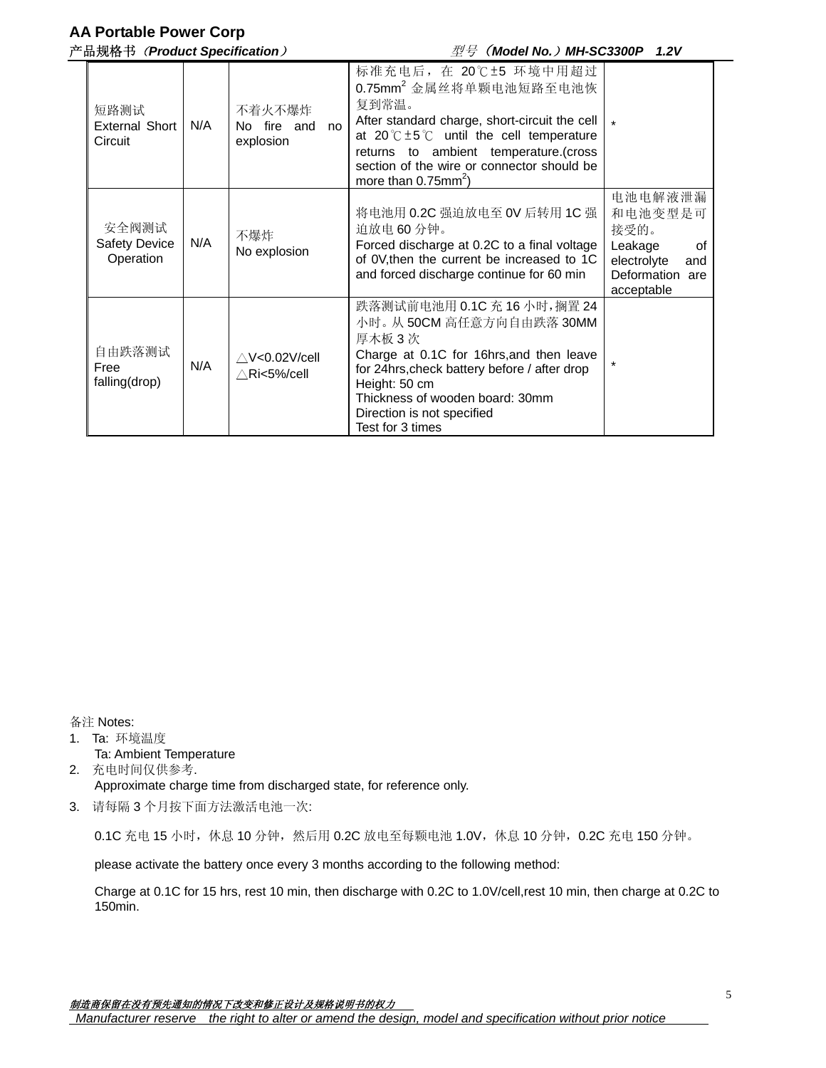| 短路测试 External Short Circuit | N/A | 不着火不爆炸 No fire and no explosion | 标准充电后，在 20℃±5 环境中用超过 0.75mm$^2$ 金属丝将单颗电池短路至电池恢复到常温。 After standard charge, short-circuit the cell at 20℃±5℃ until the cell temperature returns to ambient temperature.(cross section of the wire or connector should be more than 0.75mm$^2$) | * |
|---|---|---|---|---|
| 安全阀测试 Safety Device Operation | N/A | 不爆炸 No explosion | 将电池用 0.2C 强迫放电至 0V 后转用 1C 强迫放电 60 分钟。 Forced discharge at 0.2C to a final voltage of 0V,then the current be increased to 1C and forced discharge continue for 60 min | 电池电解液泄漏和电池变型是可接受的。 Leakage of electrolyte and Deformation are acceptable |
| 自由跌落测试 Free falling(drop) | N/A | △V<0.02V/cell △Ri<5%/cell | 跌落测试前电池用 0.1C 充 16 小时，搁置 24 小时。从 50CM 高任意方向自由跌落 30MM 厚木板 3 次 Charge at 0.1C for 16hrs,and then leave for 24hrs,check battery before / after drop Height: 50 cm Thickness of wooden board: 30mm Direction is not specified Test for 3 times | * |

备注 Notes:

1. Ta: 环境温度
   Ta: Ambient Temperature
2. 充电时间仅供参考.
   Approximate charge time from discharged state, for reference only.
3. 请每隔 3 个月按下面方法激活电池一次:

   0.1C 充电 15 小时，休息 10 分钟，然后用 0.2C 放电至每颗电池 1.0V，休息 10 分钟，0.2C 充电 150 分钟。

   please activate the battery once every 3 months according to the following method:

   Charge at 0.1C for 15 hrs, rest 10 min, then discharge with 0.2C to 1.0V/cell,rest 10 min, then charge at 0.2C to 150min.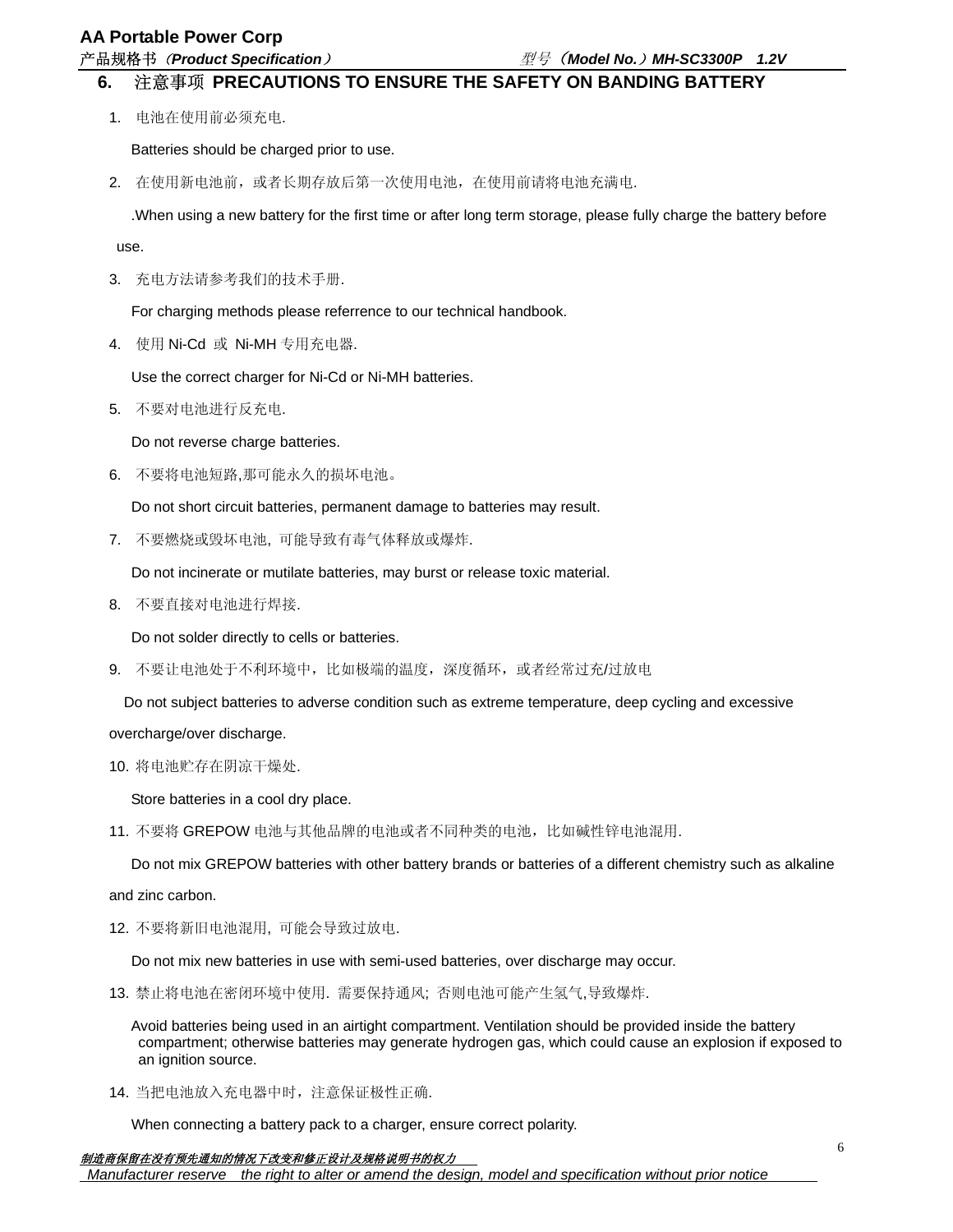## 6. 注意事项 PRECAUTIONS TO ENSURE THE SAFETY ON BANDING BATTERY

1. 电池在使用前必须充电.

   Batteries should be charged prior to use.

2. 在使用新电池前，或者长期存放后第一次使用电池，在使用前请将电池充满电.

   .When using a new battery for the first time or after long term storage, please fully charge the battery before use.

3. 充电方法请参考我们的技术手册.

   For charging methods please referrence to our technical handbook.

4. 使用 Ni-Cd 或 Ni-MH 专用充电器.

   Use the correct charger for Ni-Cd or Ni-MH batteries.

5. 不要对电池进行反充电.

   Do not reverse charge batteries.

6. 不要将电池短路,那可能永久的损坏电池。

   Do not short circuit batteries, permanent damage to batteries may result.

7. 不要燃烧或毁坏电池, 可能导致有毒气体释放或爆炸.

   Do not incinerate or mutilate batteries, may burst or release toxic material.

8. 不要直接对电池进行焊接.

   Do not solder directly to cells or batteries.

9. 不要让电池处于不利环境中，比如极端的温度，深度循环，或者经常过充/过放电

   Do not subject batteries to adverse condition such as extreme temperature, deep cycling and excessive overcharge/over discharge.

10. 将电池贮存在阴凉干燥处.

    Store batteries in a cool dry place.

11. 不要将 GREPOW 电池与其他品牌的电池或者不同种类的电池，比如碱性锌电池混用.

    Do not mix GREPOW batteries with other battery brands or batteries of a different chemistry such as alkaline and zinc carbon.

12. 不要将新旧电池混用, 可能会导致过放电.

    Do not mix new batteries in use with semi-used batteries, over discharge may occur.

13. 禁止将电池在密闭环境中使用. 需要保持通风; 否则电池可能产生氢气,导致爆炸.

    Avoid batteries being used in an airtight compartment. Ventilation should be provided inside the battery compartment; otherwise batteries may generate hydrogen gas, which could cause an explosion if exposed to an ignition source.

14. 当把电池放入充电器中时，注意保证极性正确.

    When connecting a battery pack to a charger, ensure correct polarity.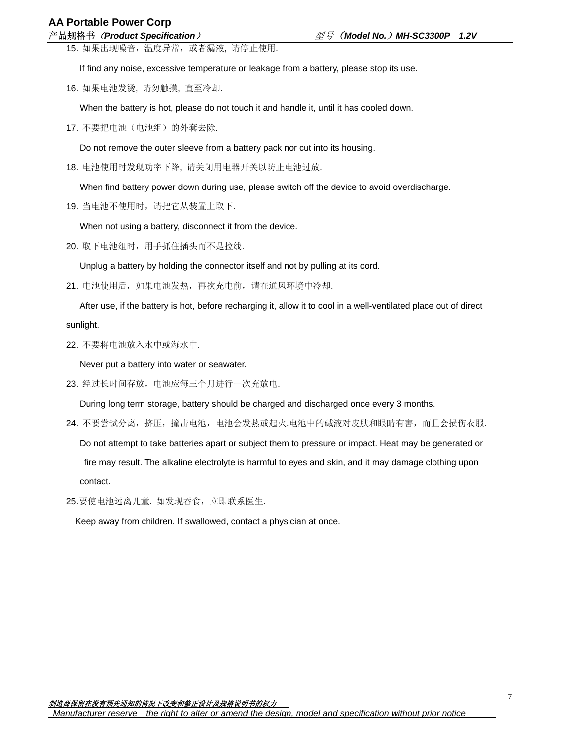15. 如果出现噪音，温度异常，或者漏液，请停止使用.

If find any noise, excessive temperature or leakage from a battery, please stop its use.

16. 如果电池发烫，请勿触摸，直至冷却.

When the battery is hot, please do not touch it and handle it, until it has cooled down.

17. 不要把电池（电池组）的外套去除.

Do not remove the outer sleeve from a battery pack nor cut into its housing.

18. 电池使用时发现功率下降，请关闭用电器开关以防止电池过放.

When find battery power down during use, please switch off the device to avoid overdischarge.

19. 当电池不使用时，请把它从装置上取下.

When not using a battery, disconnect it from the device.

20. 取下电池组时，用手抓住插头而不是拉线.

Unplug a battery by holding the connector itself and not by pulling at its cord.

21. 电池使用后，如果电池发热，再次充电前，请在通风环境中冷却.

After use, if the battery is hot, before recharging it, allow it to cool in a well-ventilated place out of direct sunlight.

22. 不要将电池放入水中或海水中.

Never put a battery into water or seawater.

23. 经过长时间存放，电池应每三个月进行一次充放电.

During long term storage, battery should be charged and discharged once every 3 months.

24. 不要尝试分离，挤压，撞击电池，电池会发热或起火.电池中的碱液对皮肤和眼睛有害，而且会损伤衣服.

Do not attempt to take batteries apart or subject them to pressure or impact. Heat may be generated or fire may result. The alkaline electrolyte is harmful to eyes and skin, and it may damage clothing upon contact.

25.要使电池远离儿童. 如发现吞食，立即联系医生.

Keep away from children. If swallowed, contact a physician at once.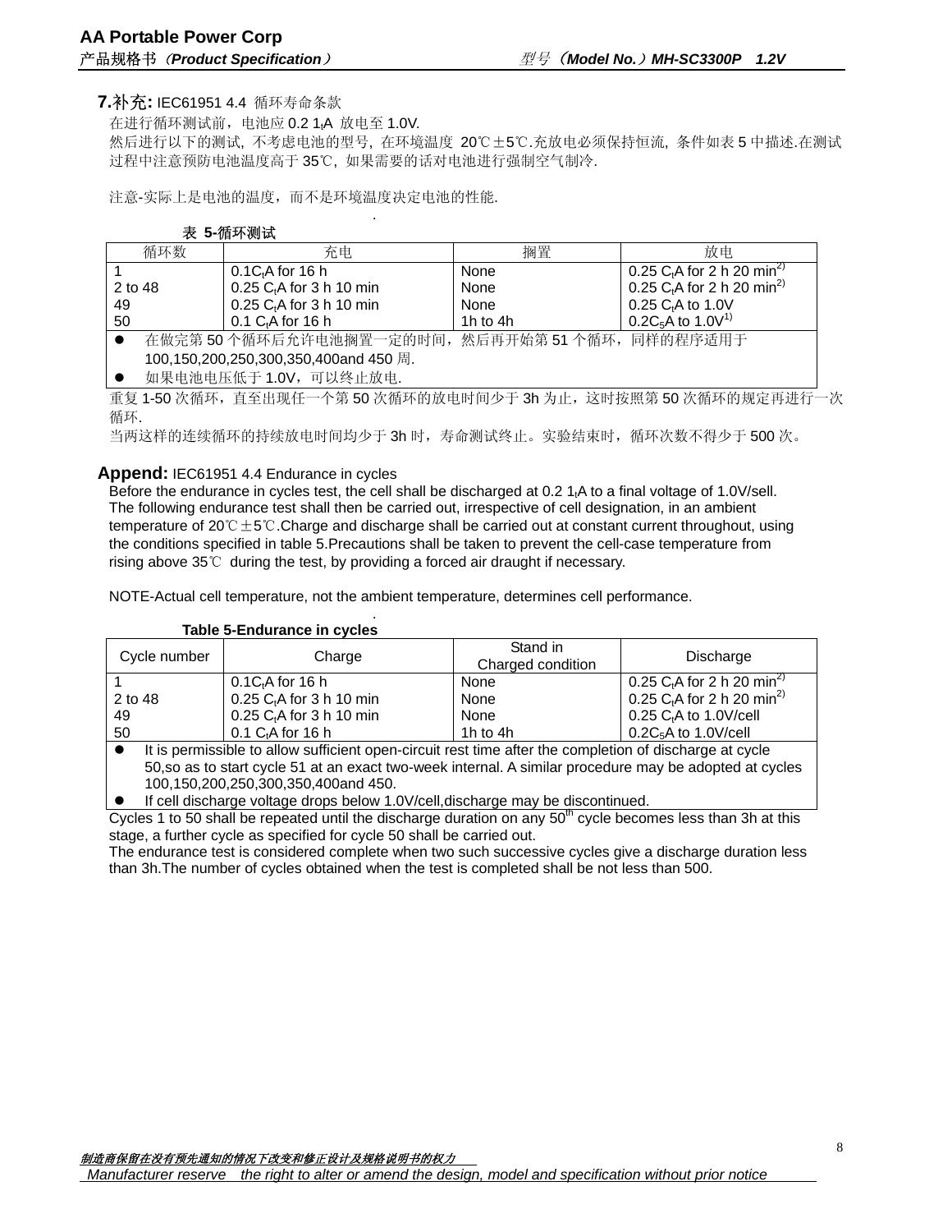**7.补充:** IEC61951 4.4 循环寿命条款

在进行循环测试前，电池应 0.2 $1_tA$ 放电至 1.0V.

然后进行以下的测试，不考虑电池的型号，在环境温度 20℃±5℃.充放电必须保持恒流，条件如表 5 中描述.在测试过程中注意预防电池温度高于 35℃，如果需要的话对电池进行强制空气制冷.

注意-实际上是电池的温度，而不是环境温度决定电池的性能.

**表 5-循环测试**

| 循环数 | 充电 | 搁置 | 放电 |
|---|---|---|---|
| 1 | $0.1C_tA$ for 16 h | None | $0.25\ C_tA$ for 2 h 20 min[2)] |
| 2 to 48 | $0.25\ C_tA$ for 3 h 10 min | None | $0.25\ C_tA$ for 2 h 20 min[2)] |
| 49 | $0.25\ C_tA$ for 3 h 10 min | None | $0.25\ C_tA$ to 1.0V |
| 50 | $0.1\ C_tA$ for 16 h | 1h to 4h | $0.2C_5A$ to 1.0V[1)] |

- 在做完第 50 个循环后允许电池搁置一定的时间，然后再开始第 51 个循环，同样的程序适用于 100,150,200,250,300,350,400and 450 周.
- 如果电池电压低于 1.0V，可以终止放电.

重复 1-50 次循环，直至出现任一个第 50 次循环的放电时间少于 3h 为止，这时按照第 50 次循环的规定再进行一次循环.

当两这样的连续循环的持续放电时间均少于 3h 时，寿命测试终止。实验结束时，循环次数不得少于 500 次。

**Append:** IEC61951 4.4 Endurance in cycles

Before the endurance in cycles test, the cell shall be discharged at 0.2 $1_tA$ to a final voltage of 1.0V/sell. The following endurance test shall then be carried out, irrespective of cell designation, in an ambient temperature of 20℃±5℃.Charge and discharge shall be carried out at constant current throughout, using the conditions specified in table 5.Precautions shall be taken to prevent the cell-case temperature from rising above 35℃ during the test, by providing a forced air draught if necessary.

NOTE-Actual cell temperature, not the ambient temperature, determines cell performance.

**Table 5-Endurance in cycles**

| Cycle number | Charge | Stand in Charged condition | Discharge |
|---|---|---|---|
| 1 | $0.1C_tA$ for 16 h | None | $0.25\ C_tA$ for 2 h 20 min[2)] |
| 2 to 48 | $0.25\ C_tA$ for 3 h 10 min | None | $0.25\ C_tA$ for 2 h 20 min[2)] |
| 49 | $0.25\ C_tA$ for 3 h 10 min | None | $0.25\ C_tA$ to 1.0V/cell |
| 50 | $0.1\ C_tA$ for 16 h | 1h to 4h | $0.2C_5A$ to 1.0V/cell |

- It is permissible to allow sufficient open-circuit rest time after the completion of discharge at cycle 50,so as to start cycle 51 at an exact two-week internal. A similar procedure may be adopted at cycles 100,150,200,250,300,350,400and 450.
- If cell discharge voltage drops below 1.0V/cell,discharge may be discontinued.

Cycles 1 to 50 shall be repeated until the discharge duration on any $50^{th}$ cycle becomes less than 3h at this stage, a further cycle as specified for cycle 50 shall be carried out.

The endurance test is considered complete when two such successive cycles give a discharge duration less than 3h.The number of cycles obtained when the test is completed shall be not less than 500.